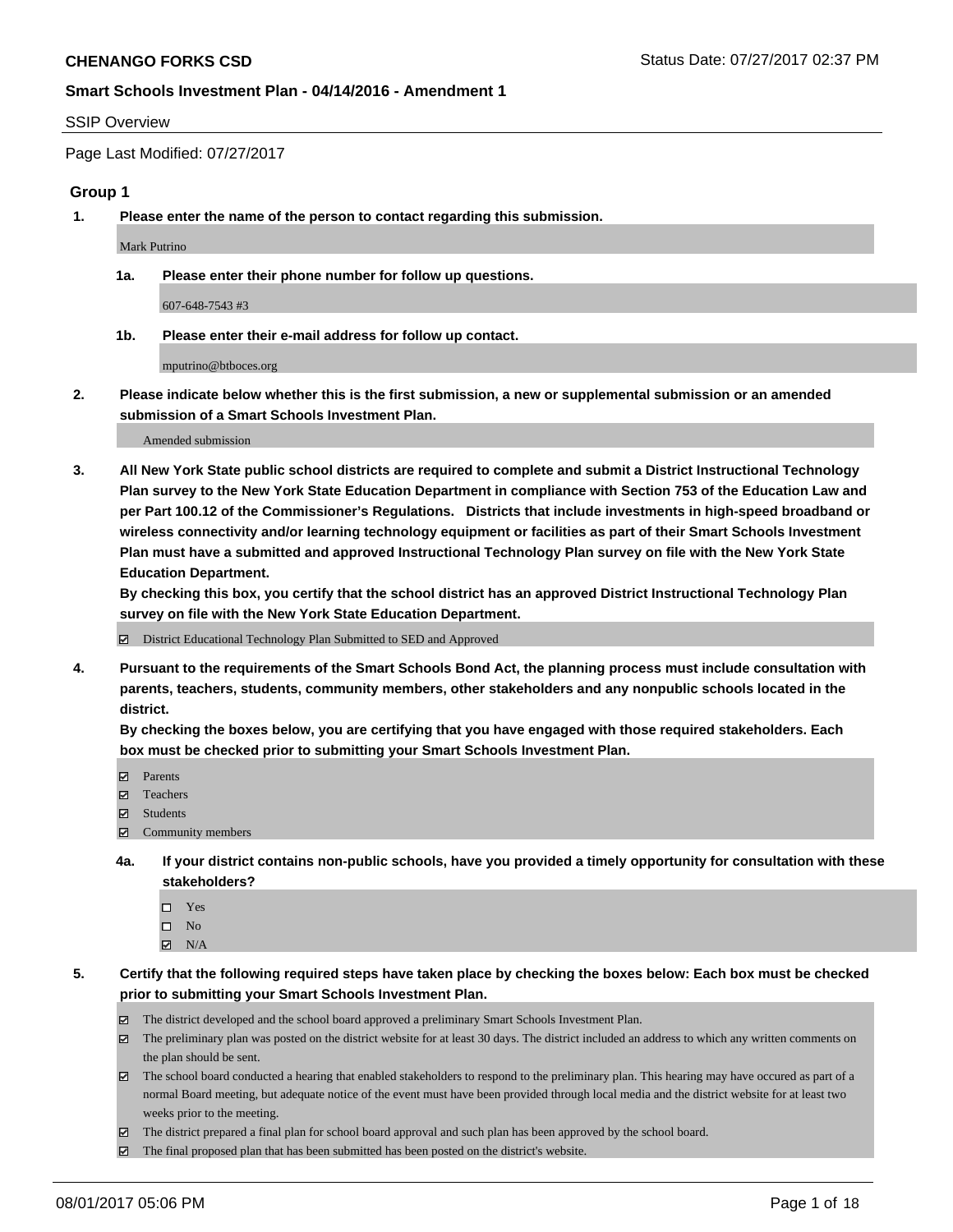**CHENANGO FORKS CSD**

**Smart Schools Investment Plan - 04/14/2016 - Amendment 1**

SSIP Overview

Page Last Modified: 07/27/2017

## Group 1

**1. Please enter the name of the person to contact regarding this submission.**

Mark Putrino

**1a. Please enter their phone number for follow up questions.**

607-648-7543 #3

**1b. Please enter their e-mail address for follow up contact.**

mputrino@btboces.org

**2. Please indicate below whether this is the first submission, a new or supplemental submission or an amended submission of a Smart Schools Investment Plan.**

Amended submission

**3. All New York State public school districts are required to complete and submit a District Instructional Technology Plan survey to the New York State Education Department in compliance with Section 753 of the Education Law and per Part 100.12 of the Commissioner's Regulations. Districts that include investments in high-speed broadband or wireless connectivity and/or learning technology equipment or facilities as part of their Smart Schools Investment Plan must have a submitted and approved Instructional Technology Plan survey on file with the New York State Education Department.**
**By checking this box, you certify that the school district has an approved District Instructional Technology Plan survey on file with the New York State Education Department.**

- [x] District Educational Technology Plan Submitted to SED and Approved

**4. Pursuant to the requirements of the Smart Schools Bond Act, the planning process must include consultation with parents, teachers, students, community members, other stakeholders and any nonpublic schools located in the district.**
**By checking the boxes below, you are certifying that you have engaged with those required stakeholders. Each box must be checked prior to submitting your Smart Schools Investment Plan.**

- [x] Parents
- [x] Teachers
- [x] Students
- [x] Community members

**4a. If your district contains non-public schools, have you provided a timely opportunity for consultation with these stakeholders?**

- [ ] Yes
- [ ] No
- [x] N/A

**5. Certify that the following required steps have taken place by checking the boxes below: Each box must be checked prior to submitting your Smart Schools Investment Plan.**

- [x] The district developed and the school board approved a preliminary Smart Schools Investment Plan.
- [x] The preliminary plan was posted on the district website for at least 30 days. The district included an address to which any written comments on the plan should be sent.
- [x] The school board conducted a hearing that enabled stakeholders to respond to the preliminary plan. This hearing may have occured as part of a normal Board meeting, but adequate notice of the event must have been provided through local media and the district website for at least two weeks prior to the meeting.
- [x] The district prepared a final plan for school board approval and such plan has been approved by the school board.
- [x] The final proposed plan that has been submitted has been posted on the district's website.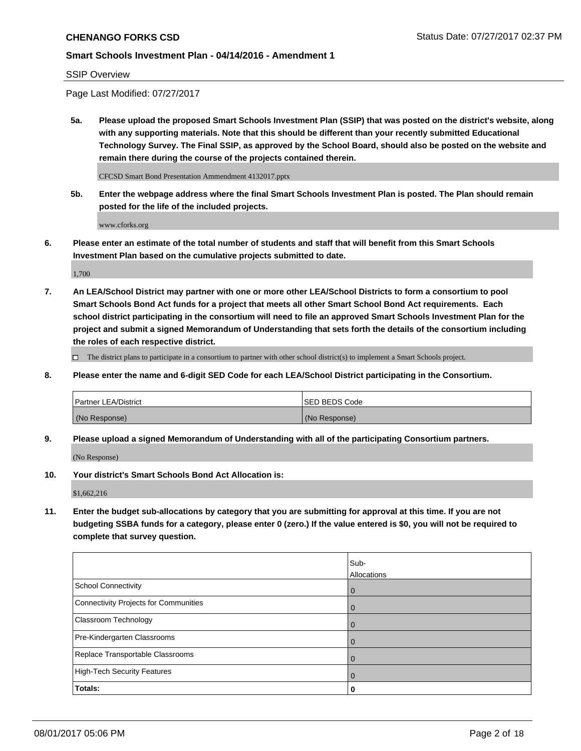SSIP Overview

Page Last Modified: 07/27/2017

**5a. Please upload the proposed Smart Schools Investment Plan (SSIP) that was posted on the district's website, along with any supporting materials. Note that this should be different than your recently submitted Educational Technology Survey. The Final SSIP, as approved by the School Board, should also be posted on the website and remain there during the course of the projects contained therein.**

CFCSD Smart Bond Presentation Ammendment 4132017.pptx

**5b. Enter the webpage address where the final Smart Schools Investment Plan is posted. The Plan should remain posted for the life of the included projects.**

www.cforks.org

**6. Please enter an estimate of the total number of students and staff that will benefit from this Smart Schools Investment Plan based on the cumulative projects submitted to date.**

1,700

**7. An LEA/School District may partner with one or more other LEA/School Districts to form a consortium to pool Smart Schools Bond Act funds for a project that meets all other Smart School Bond Act requirements. Each school district participating in the consortium will need to file an approved Smart Schools Investment Plan for the project and submit a signed Memorandum of Understanding that sets forth the details of the consortium including the roles of each respective district.**

☐ The district plans to participate in a consortium to partner with other school district(s) to implement a Smart Schools project.

**8. Please enter the name and 6-digit SED Code for each LEA/School District participating in the Consortium.**

| Partner LEA/District | SED BEDS Code |
|---|---|
| (No Response) | (No Response) |

**9. Please upload a signed Memorandum of Understanding with all of the participating Consortium partners.**

(No Response)

**10. Your district's Smart Schools Bond Act Allocation is:**

$1,662,216

**11. Enter the budget sub-allocations by category that you are submitting for approval at this time. If you are not budgeting SSBA funds for a category, please enter 0 (zero.) If the value entered is $0, you will not be required to complete that survey question.**

| | Sub-Allocations |
|---|---|
| School Connectivity | 0 |
| Connectivity Projects for Communities | 0 |
| Classroom Technology | 0 |
| Pre-Kindergarten Classrooms | 0 |
| Replace Transportable Classrooms | 0 |
| High-Tech Security Features | 0 |
| **Totals:** | **0** |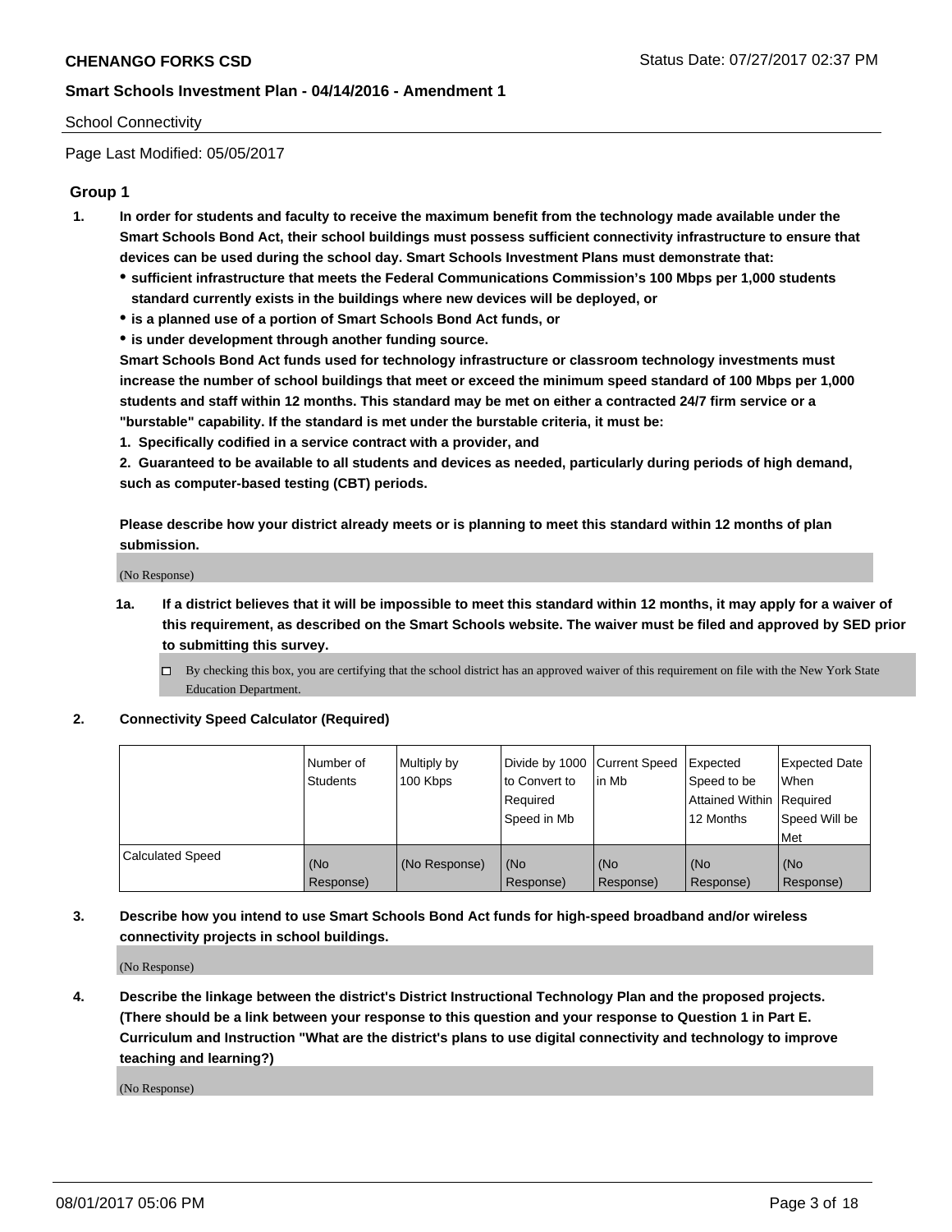School Connectivity

Page Last Modified: 05/05/2017

## Group 1

1. **In order for students and faculty to receive the maximum benefit from the technology made available under the Smart Schools Bond Act, their school buildings must possess sufficient connectivity infrastructure to ensure that devices can be used during the school day. Smart Schools Investment Plans must demonstrate that:**
   - **sufficient infrastructure that meets the Federal Communications Commission's 100 Mbps per 1,000 students standard currently exists in the buildings where new devices will be deployed, or**
   - **is a planned use of a portion of Smart Schools Bond Act funds, or**
   - **is under development through another funding source.**

   **Smart Schools Bond Act funds used for technology infrastructure or classroom technology investments must increase the number of school buildings that meet or exceed the minimum speed standard of 100 Mbps per 1,000 students and staff within 12 months. This standard may be met on either a contracted 24/7 firm service or a "burstable" capability. If the standard is met under the burstable criteria, it must be:**

   **1. Specifically codified in a service contract with a provider, and**

   **2. Guaranteed to be available to all students and devices as needed, particularly during periods of high demand, such as computer-based testing (CBT) periods.**

   **Please describe how your district already meets or is planning to meet this standard within 12 months of plan submission.**

   (No Response)

   1a. **If a district believes that it will be impossible to meet this standard within 12 months, it may apply for a waiver of this requirement, as described on the Smart Schools website. The waiver must be filed and approved by SED prior to submitting this survey.**

   ☐ By checking this box, you are certifying that the school district has an approved waiver of this requirement on file with the New York State Education Department.

2. **Connectivity Speed Calculator (Required)**

| | Number of Students | Multiply by 100 Kbps | Divide by 1000 to Convert to Required Speed in Mb | Current Speed in Mb | Expected Speed to be Attained Within 12 Months | Expected Date When Required Speed Will be Met |
|---|---|---|---|---|---|---|
| Calculated Speed | (No Response) | (No Response) | (No Response) | (No Response) | (No Response) | (No Response) |

3. **Describe how you intend to use Smart Schools Bond Act funds for high-speed broadband and/or wireless connectivity projects in school buildings.**

   (No Response)

4. **Describe the linkage between the district's District Instructional Technology Plan and the proposed projects. (There should be a link between your response to this question and your response to Question 1 in Part E. Curriculum and Instruction "What are the district's plans to use digital connectivity and technology to improve teaching and learning?)**

   (No Response)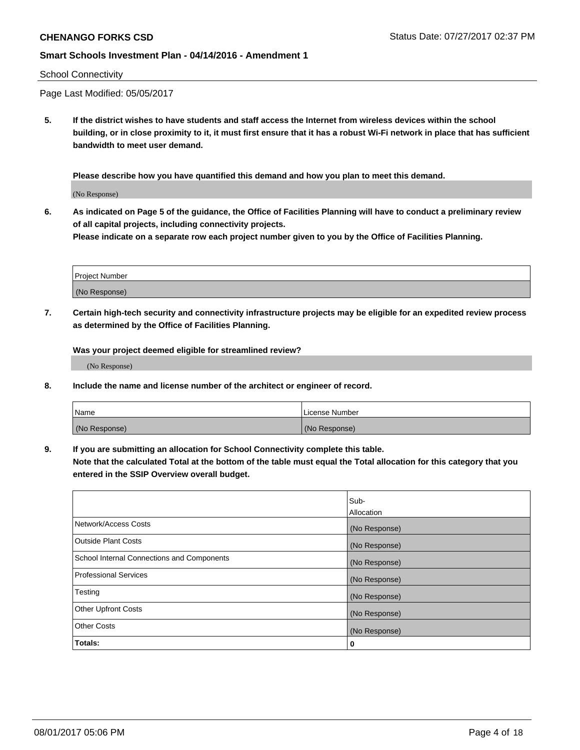School Connectivity

Page Last Modified: 05/05/2017

**5. If the district wishes to have students and staff access the Internet from wireless devices within the school building, or in close proximity to it, it must first ensure that it has a robust Wi-Fi network in place that has sufficient bandwidth to meet user demand.**

**Please describe how you have quantified this demand and how you plan to meet this demand.**

(No Response)

**6. As indicated on Page 5 of the guidance, the Office of Facilities Planning will have to conduct a preliminary review of all capital projects, including connectivity projects.**
**Please indicate on a separate row each project number given to you by the Office of Facilities Planning.**

| Project Number |
| --- |
| (No Response) |

**7. Certain high-tech security and connectivity infrastructure projects may be eligible for an expedited review process as determined by the Office of Facilities Planning.**

**Was your project deemed eligible for streamlined review?**

(No Response)

**8. Include the name and license number of the architect or engineer of record.**

| Name | License Number |
| --- | --- |
| (No Response) | (No Response) |

**9. If you are submitting an allocation for School Connectivity complete this table.**
**Note that the calculated Total at the bottom of the table must equal the Total allocation for this category that you entered in the SSIP Overview overall budget.**

| | Sub-Allocation |
| --- | --- |
| Network/Access Costs | (No Response) |
| Outside Plant Costs | (No Response) |
| School Internal Connections and Components | (No Response) |
| Professional Services | (No Response) |
| Testing | (No Response) |
| Other Upfront Costs | (No Response) |
| Other Costs | (No Response) |
| **Totals:** | **0** |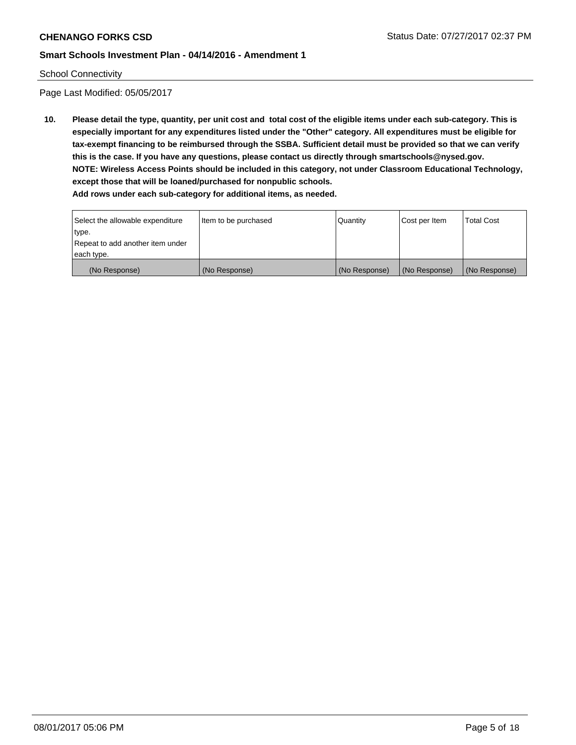School Connectivity

Page Last Modified: 05/05/2017

**10. Please detail the type, quantity, per unit cost and total cost of the eligible items under each sub-category. This is especially important for any expenditures listed under the "Other" category. All expenditures must be eligible for tax-exempt financing to be reimbursed through the SSBA. Sufficient detail must be provided so that we can verify this is the case. If you have any questions, please contact us directly through smartschools@nysed.gov. NOTE: Wireless Access Points should be included in this category, not under Classroom Educational Technology, except those that will be loaned/purchased for nonpublic schools. Add rows under each sub-category for additional items, as needed.**

| Select the allowable expenditure type. Repeat to add another item under each type. | Item to be purchased | Quantity | Cost per Item | Total Cost |
|---|---|---|---|---|
| (No Response) | (No Response) | (No Response) | (No Response) | (No Response) |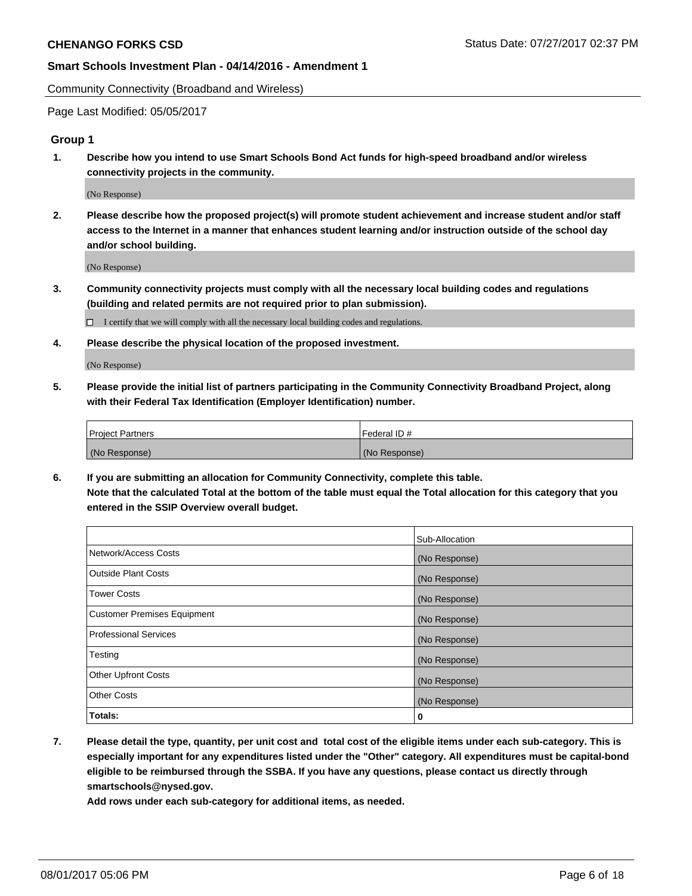Community Connectivity (Broadband and Wireless)

Page Last Modified: 05/05/2017

## Group 1

**1. Describe how you intend to use Smart Schools Bond Act funds for high-speed broadband and/or wireless connectivity projects in the community.**

(No Response)

**2. Please describe how the proposed project(s) will promote student achievement and increase student and/or staff access to the Internet in a manner that enhances student learning and/or instruction outside of the school day and/or school building.**

(No Response)

**3. Community connectivity projects must comply with all the necessary local building codes and regulations (building and related permits are not required prior to plan submission).**

☐ I certify that we will comply with all the necessary local building codes and regulations.

**4. Please describe the physical location of the proposed investment.**

(No Response)

**5. Please provide the initial list of partners participating in the Community Connectivity Broadband Project, along with their Federal Tax Identification (Employer Identification) number.**

| Project Partners | Federal ID # |
|---|---|
| (No Response) | (No Response) |

**6. If you are submitting an allocation for Community Connectivity, complete this table. Note that the calculated Total at the bottom of the table must equal the Total allocation for this category that you entered in the SSIP Overview overall budget.**

| | Sub-Allocation |
|---|---|
| Network/Access Costs | (No Response) |
| Outside Plant Costs | (No Response) |
| Tower Costs | (No Response) |
| Customer Premises Equipment | (No Response) |
| Professional Services | (No Response) |
| Testing | (No Response) |
| Other Upfront Costs | (No Response) |
| Other Costs | (No Response) |
| **Totals:** | **0** |

**7. Please detail the type, quantity, per unit cost and total cost of the eligible items under each sub-category. This is especially important for any expenditures listed under the "Other" category. All expenditures must be capital-bond eligible to be reimbursed through the SSBA. If you have any questions, please contact us directly through smartschools@nysed.gov.**

**Add rows under each sub-category for additional items, as needed.**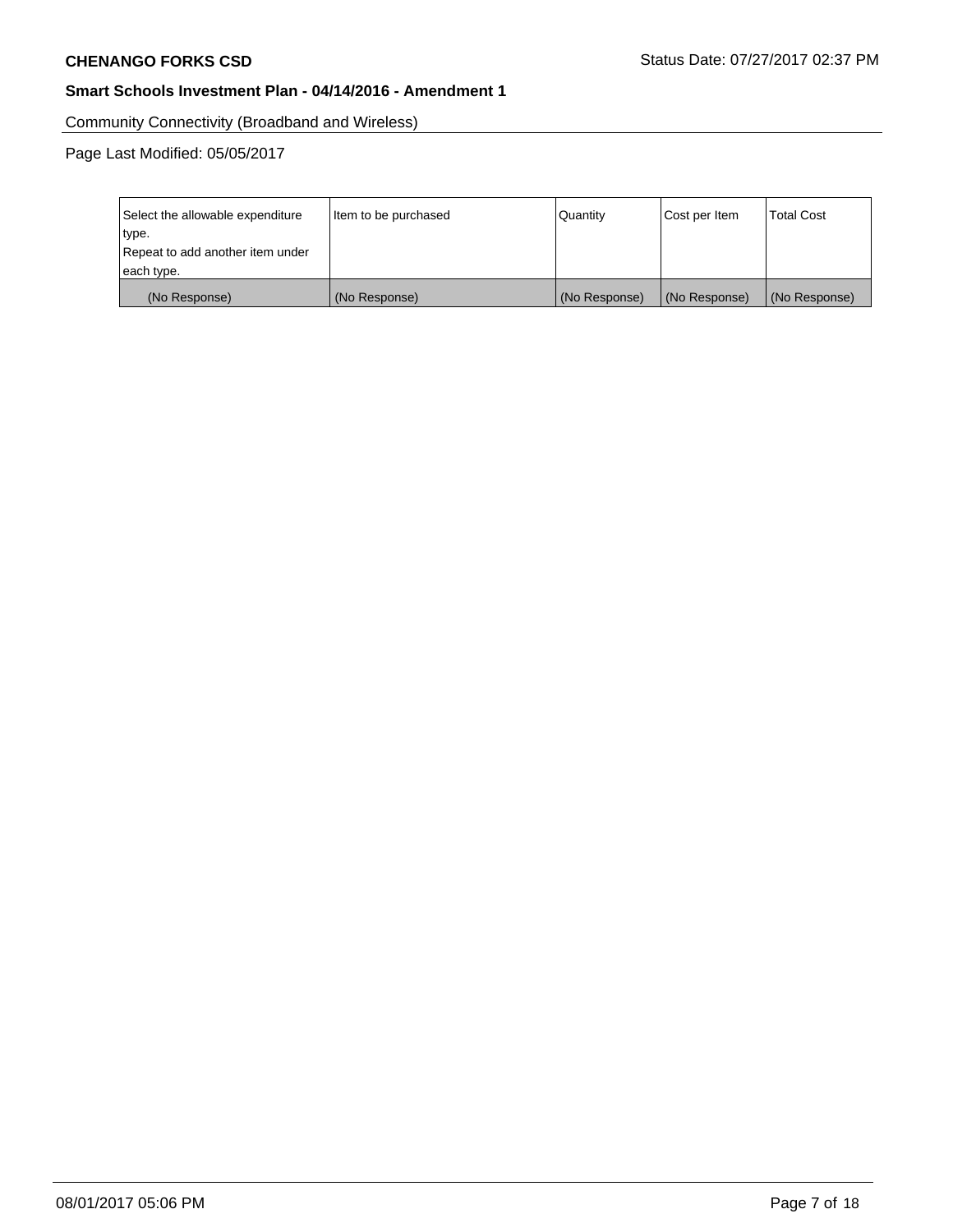Community Connectivity (Broadband and Wireless)

Page Last Modified: 05/05/2017

| Select the allowable expenditure type. Repeat to add another item under each type. | Item to be purchased | Quantity | Cost per Item | Total Cost |
|---|---|---|---|---|
| (No Response) | (No Response) | (No Response) | (No Response) | (No Response) |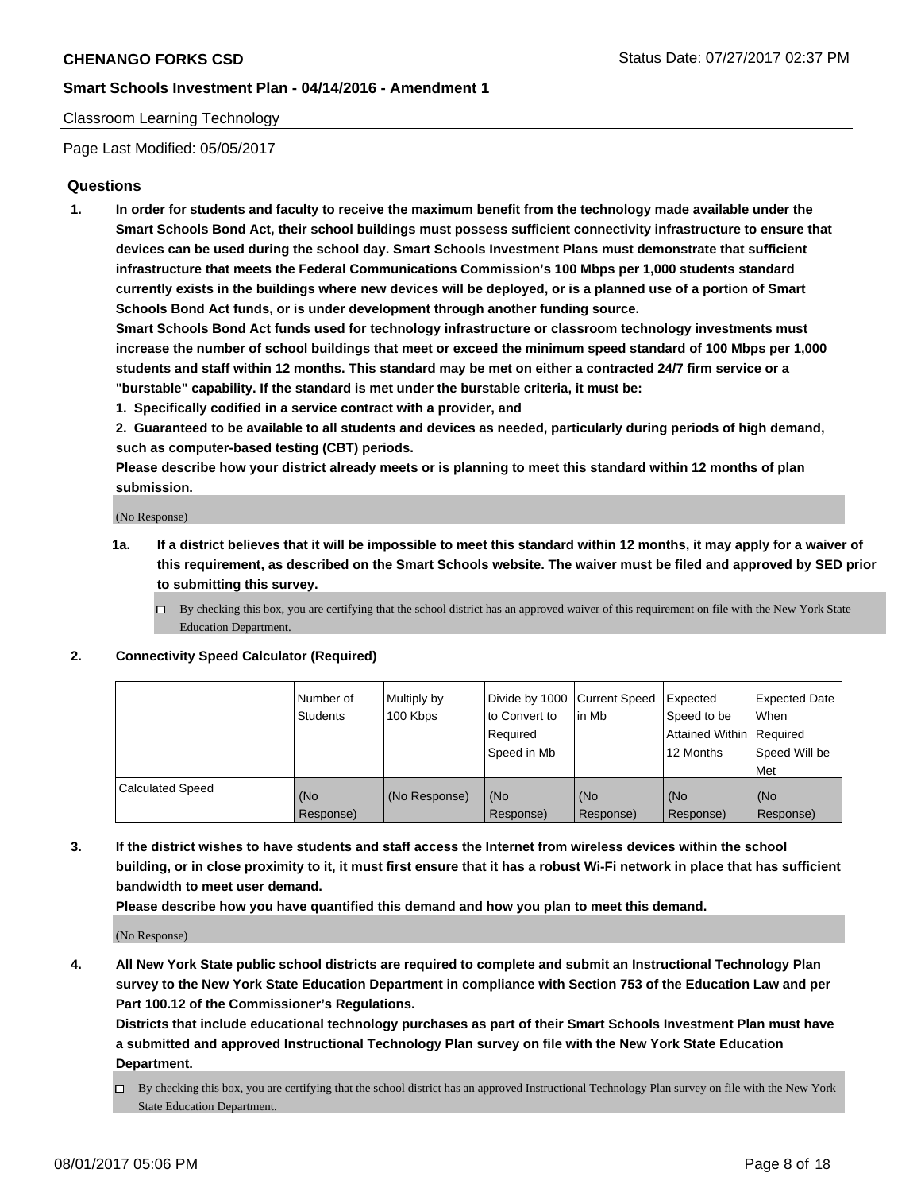**CHENANGO FORKS CSD** Status Date: 07/27/2017 02:37 PM

**Smart Schools Investment Plan - 04/14/2016 - Amendment 1**

Classroom Learning Technology

Page Last Modified: 05/05/2017

## Questions

1. **In order for students and faculty to receive the maximum benefit from the technology made available under the Smart Schools Bond Act, their school buildings must possess sufficient connectivity infrastructure to ensure that devices can be used during the school day. Smart Schools Investment Plans must demonstrate that sufficient infrastructure that meets the Federal Communications Commission's 100 Mbps per 1,000 students standard currently exists in the buildings where new devices will be deployed, or is a planned use of a portion of Smart Schools Bond Act funds, or is under development through another funding source.**
   **Smart Schools Bond Act funds used for technology infrastructure or classroom technology investments must increase the number of school buildings that meet or exceed the minimum speed standard of 100 Mbps per 1,000 students and staff within 12 months. This standard may be met on either a contracted 24/7 firm service or a "burstable" capability. If the standard is met under the burstable criteria, it must be:**
   **1. Specifically codified in a service contract with a provider, and**
   **2. Guaranteed to be available to all students and devices as needed, particularly during periods of high demand, such as computer-based testing (CBT) periods.**
   **Please describe how your district already meets or is planning to meet this standard within 12 months of plan submission.**

   (No Response)

   **1a. If a district believes that it will be impossible to meet this standard within 12 months, it may apply for a waiver of this requirement, as described on the Smart Schools website. The waiver must be filed and approved by SED prior to submitting this survey.**

   ☐ By checking this box, you are certifying that the school district has an approved waiver of this requirement on file with the New York State Education Department.

2. **Connectivity Speed Calculator (Required)**

| | Number of Students | Multiply by 100 Kbps | Divide by 1000 to Convert to Required Speed in Mb | Current Speed in Mb | Expected Speed to be Attained Within 12 Months | Expected Date When Required Speed Will be Met |
|---|---|---|---|---|---|---|
| Calculated Speed | (No Response) | (No Response) | (No Response) | (No Response) | (No Response) | (No Response) |

3. **If the district wishes to have students and staff access the Internet from wireless devices within the school building, or in close proximity to it, it must first ensure that it has a robust Wi-Fi network in place that has sufficient bandwidth to meet user demand.**
   **Please describe how you have quantified this demand and how you plan to meet this demand.**

   (No Response)

4. **All New York State public school districts are required to complete and submit an Instructional Technology Plan survey to the New York State Education Department in compliance with Section 753 of the Education Law and per Part 100.12 of the Commissioner's Regulations.**
   **Districts that include educational technology purchases as part of their Smart Schools Investment Plan must have a submitted and approved Instructional Technology Plan survey on file with the New York State Education Department.**

   ☐ By checking this box, you are certifying that the school district has an approved Instructional Technology Plan survey on file with the New York State Education Department.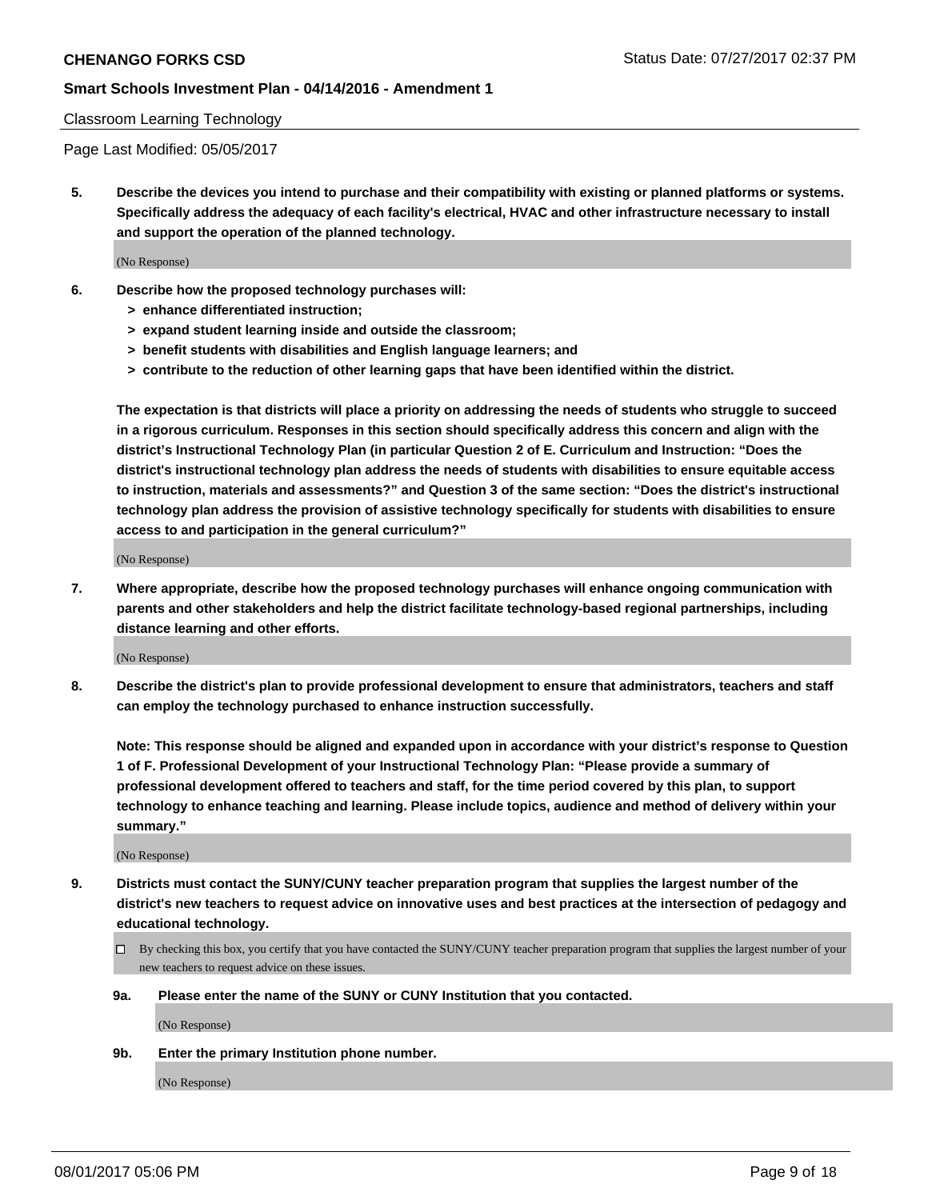Classroom Learning Technology

Page Last Modified: 05/05/2017

**5. Describe the devices you intend to purchase and their compatibility with existing or planned platforms or systems. Specifically address the adequacy of each facility's electrical, HVAC and other infrastructure necessary to install and support the operation of the planned technology.**

(No Response)

**6. Describe how the proposed technology purchases will:**

- **> enhance differentiated instruction;**
- **> expand student learning inside and outside the classroom;**
- **> benefit students with disabilities and English language learners; and**
- **> contribute to the reduction of other learning gaps that have been identified within the district.**

**The expectation is that districts will place a priority on addressing the needs of students who struggle to succeed in a rigorous curriculum. Responses in this section should specifically address this concern and align with the district's Instructional Technology Plan (in particular Question 2 of E. Curriculum and Instruction: "Does the district's instructional technology plan address the needs of students with disabilities to ensure equitable access to instruction, materials and assessments?" and Question 3 of the same section: "Does the district's instructional technology plan address the provision of assistive technology specifically for students with disabilities to ensure access to and participation in the general curriculum?"**

(No Response)

**7. Where appropriate, describe how the proposed technology purchases will enhance ongoing communication with parents and other stakeholders and help the district facilitate technology-based regional partnerships, including distance learning and other efforts.**

(No Response)

**8. Describe the district's plan to provide professional development to ensure that administrators, teachers and staff can employ the technology purchased to enhance instruction successfully.**

**Note: This response should be aligned and expanded upon in accordance with your district's response to Question 1 of F. Professional Development of your Instructional Technology Plan: "Please provide a summary of professional development offered to teachers and staff, for the time period covered by this plan, to support technology to enhance teaching and learning. Please include topics, audience and method of delivery within your summary."**

(No Response)

**9. Districts must contact the SUNY/CUNY teacher preparation program that supplies the largest number of the district's new teachers to request advice on innovative uses and best practices at the intersection of pedagogy and educational technology.**

☐ By checking this box, you certify that you have contacted the SUNY/CUNY teacher preparation program that supplies the largest number of your new teachers to request advice on these issues.

**9a. Please enter the name of the SUNY or CUNY Institution that you contacted.**

(No Response)

**9b. Enter the primary Institution phone number.**

(No Response)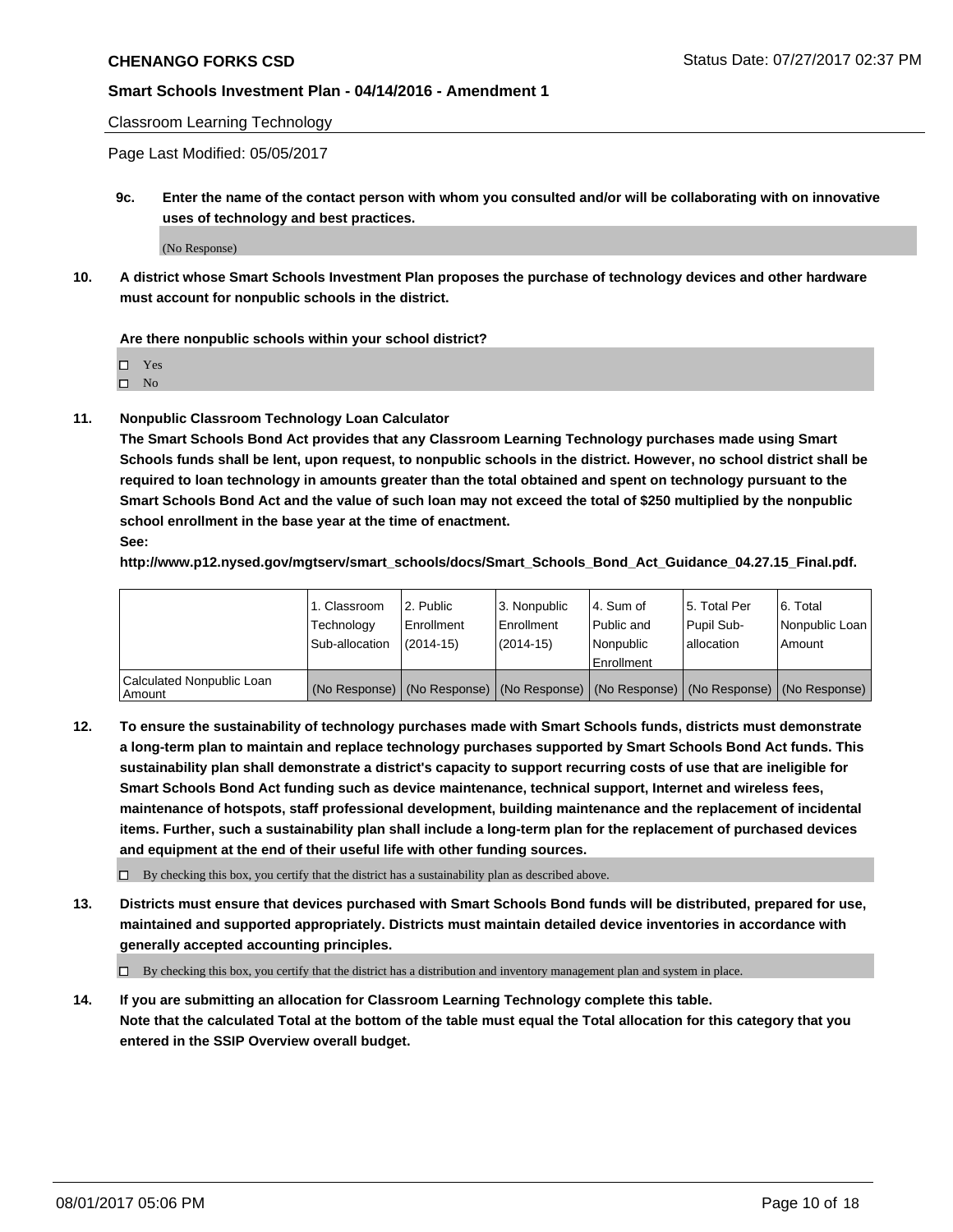Classroom Learning Technology

Page Last Modified: 05/05/2017

**9c. Enter the name of the contact person with whom you consulted and/or will be collaborating with on innovative uses of technology and best practices.**

(No Response)

**10. A district whose Smart Schools Investment Plan proposes the purchase of technology devices and other hardware must account for nonpublic schools in the district.**

**Are there nonpublic schools within your school district?**

- ☐ Yes
- ☐ No

**11. Nonpublic Classroom Technology Loan Calculator**

**The Smart Schools Bond Act provides that any Classroom Learning Technology purchases made using Smart Schools funds shall be lent, upon request, to nonpublic schools in the district. However, no school district shall be required to loan technology in amounts greater than the total obtained and spent on technology pursuant to the Smart Schools Bond Act and the value of such loan may not exceed the total of $250 multiplied by the nonpublic school enrollment in the base year at the time of enactment.**

**See:**

**http://www.p12.nysed.gov/mgtserv/smart_schools/docs/Smart_Schools_Bond_Act_Guidance_04.27.15_Final.pdf.**

| | 1. Classroom Technology Sub-allocation | 2. Public Enrollment (2014-15) | 3. Nonpublic Enrollment (2014-15) | 4. Sum of Public and Nonpublic Enrollment | 5. Total Per Pupil Sub-allocation | 6. Total Nonpublic Loan Amount |
|---|---|---|---|---|---|---|
| Calculated Nonpublic Loan Amount | (No Response) | (No Response) | (No Response) | (No Response) | (No Response) | (No Response) |

**12. To ensure the sustainability of technology purchases made with Smart Schools funds, districts must demonstrate a long-term plan to maintain and replace technology purchases supported by Smart Schools Bond Act funds. This sustainability plan shall demonstrate a district's capacity to support recurring costs of use that are ineligible for Smart Schools Bond Act funding such as device maintenance, technical support, Internet and wireless fees, maintenance of hotspots, staff professional development, building maintenance and the replacement of incidental items. Further, such a sustainability plan shall include a long-term plan for the replacement of purchased devices and equipment at the end of their useful life with other funding sources.**

☐ By checking this box, you certify that the district has a sustainability plan as described above.

**13. Districts must ensure that devices purchased with Smart Schools Bond funds will be distributed, prepared for use, maintained and supported appropriately. Districts must maintain detailed device inventories in accordance with generally accepted accounting principles.**

☐ By checking this box, you certify that the district has a distribution and inventory management plan and system in place.

**14. If you are submitting an allocation for Classroom Learning Technology complete this table. Note that the calculated Total at the bottom of the table must equal the Total allocation for this category that you entered in the SSIP Overview overall budget.**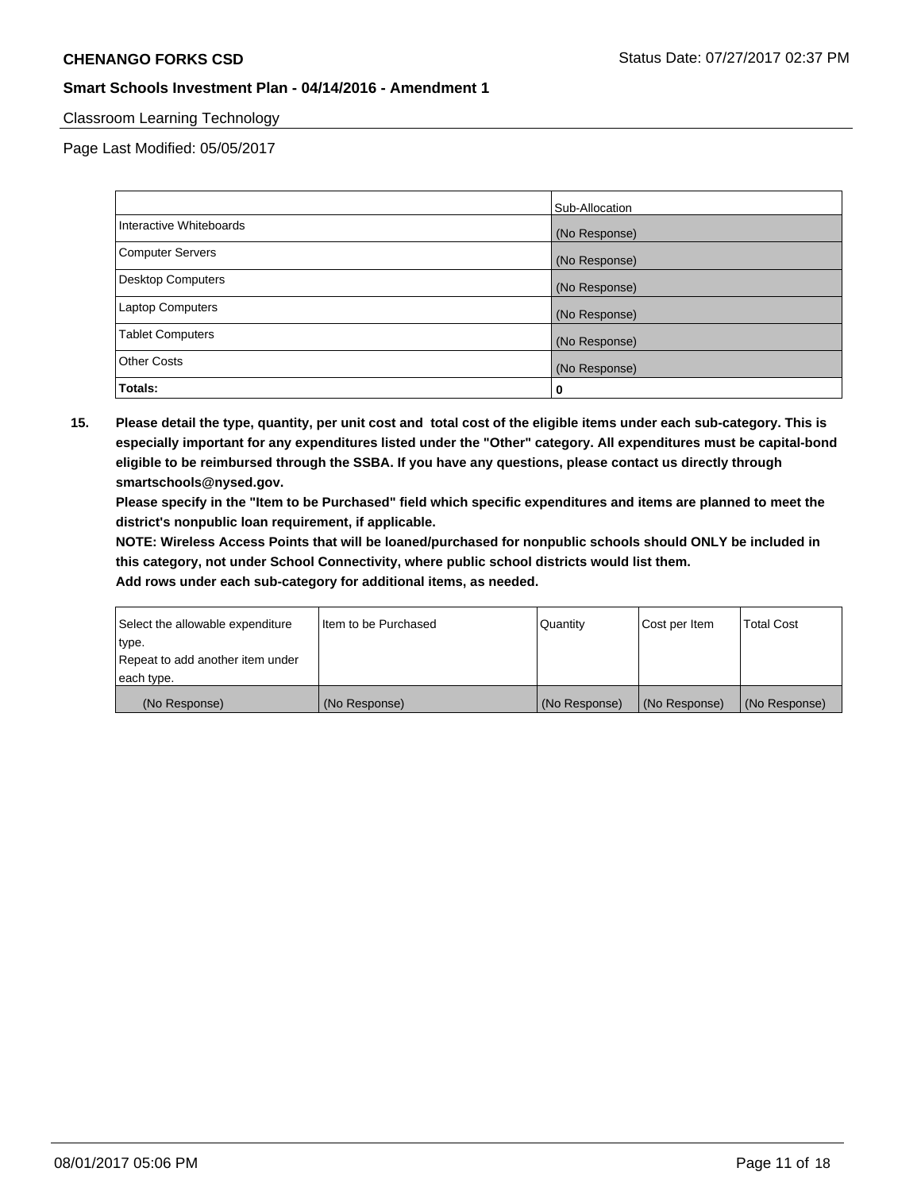Classroom Learning Technology

Page Last Modified: 05/05/2017

| | Sub-Allocation |
|---|---|
| Interactive Whiteboards | (No Response) |
| Computer Servers | (No Response) |
| Desktop Computers | (No Response) |
| Laptop Computers | (No Response) |
| Tablet Computers | (No Response) |
| Other Costs | (No Response) |
| **Totals:** | **0** |

**15. Please detail the type, quantity, per unit cost and total cost of the eligible items under each sub-category. This is especially important for any expenditures listed under the "Other" category. All expenditures must be capital-bond eligible to be reimbursed through the SSBA. If you have any questions, please contact us directly through smartschools@nysed.gov.**

**Please specify in the "Item to be Purchased" field which specific expenditures and items are planned to meet the district's nonpublic loan requirement, if applicable.**

**NOTE: Wireless Access Points that will be loaned/purchased for nonpublic schools should ONLY be included in this category, not under School Connectivity, where public school districts would list them.**

**Add rows under each sub-category for additional items, as needed.**

| Select the allowable expenditure type. Repeat to add another item under each type. | Item to be Purchased | Quantity | Cost per Item | Total Cost |
|---|---|---|---|---|
| (No Response) | (No Response) | (No Response) | (No Response) | (No Response) |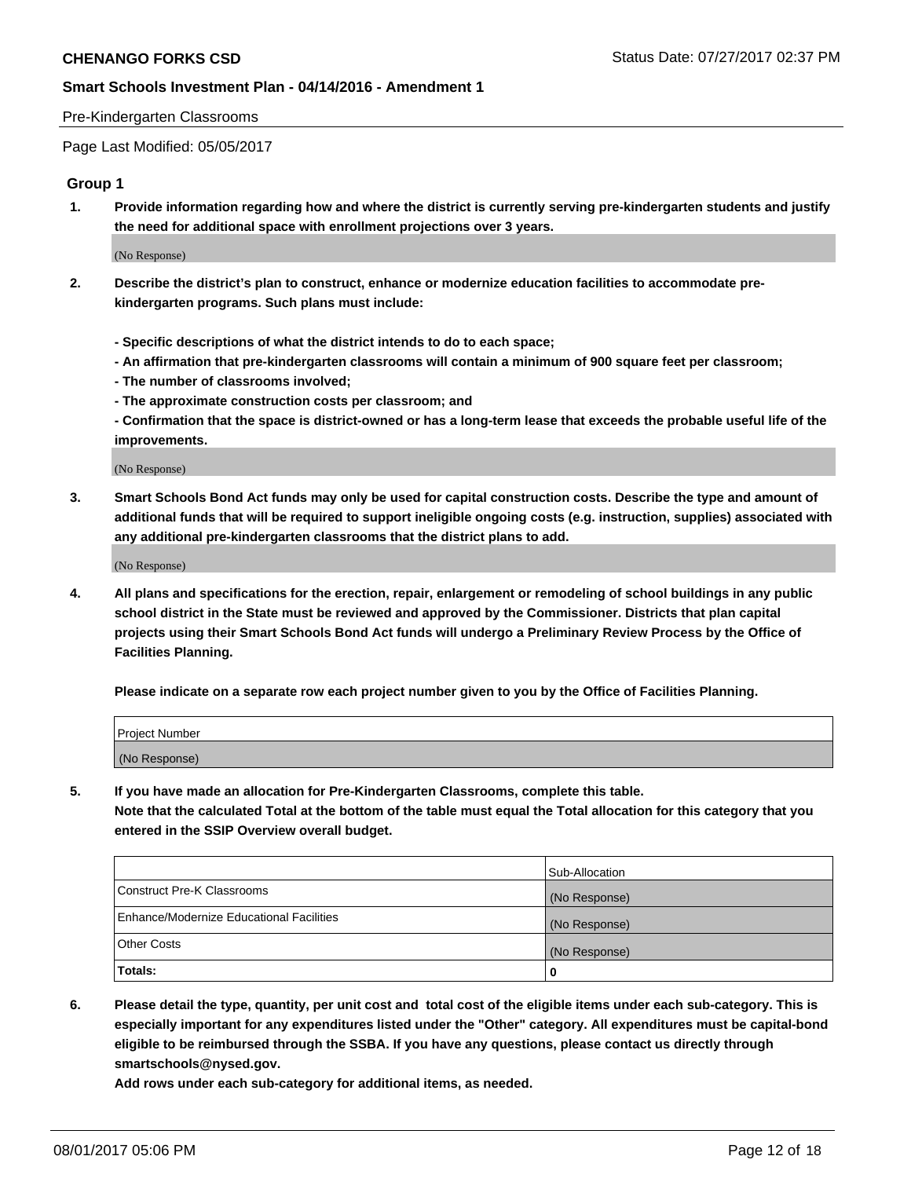Pre-Kindergarten Classrooms

Page Last Modified: 05/05/2017

## Group 1

1. **Provide information regarding how and where the district is currently serving pre-kindergarten students and justify the need for additional space with enrollment projections over 3 years.**

   (No Response)

2. **Describe the district's plan to construct, enhance or modernize education facilities to accommodate pre-kindergarten programs. Such plans must include:**

   **- Specific descriptions of what the district intends to do to each space;**
   **- An affirmation that pre-kindergarten classrooms will contain a minimum of 900 square feet per classroom;**
   **- The number of classrooms involved;**
   **- The approximate construction costs per classroom; and**
   **- Confirmation that the space is district-owned or has a long-term lease that exceeds the probable useful life of the improvements.**

   (No Response)

3. **Smart Schools Bond Act funds may only be used for capital construction costs. Describe the type and amount of additional funds that will be required to support ineligible ongoing costs (e.g. instruction, supplies) associated with any additional pre-kindergarten classrooms that the district plans to add.**

   (No Response)

4. **All plans and specifications for the erection, repair, enlargement or remodeling of school buildings in any public school district in the State must be reviewed and approved by the Commissioner. Districts that plan capital projects using their Smart Schools Bond Act funds will undergo a Preliminary Review Process by the Office of Facilities Planning.**

   **Please indicate on a separate row each project number given to you by the Office of Facilities Planning.**

| Project Number |
|---|
| (No Response) |

5. **If you have made an allocation for Pre-Kindergarten Classrooms, complete this table.**
   **Note that the calculated Total at the bottom of the table must equal the Total allocation for this category that you entered in the SSIP Overview overall budget.**

| | Sub-Allocation |
|---|---|
| Construct Pre-K Classrooms | (No Response) |
| Enhance/Modernize Educational Facilities | (No Response) |
| Other Costs | (No Response) |
| **Totals:** | **0** |

6. **Please detail the type, quantity, per unit cost and total cost of the eligible items under each sub-category. This is especially important for any expenditures listed under the "Other" category. All expenditures must be capital-bond eligible to be reimbursed through the SSBA. If you have any questions, please contact us directly through smartschools@nysed.gov.**

   **Add rows under each sub-category for additional items, as needed.**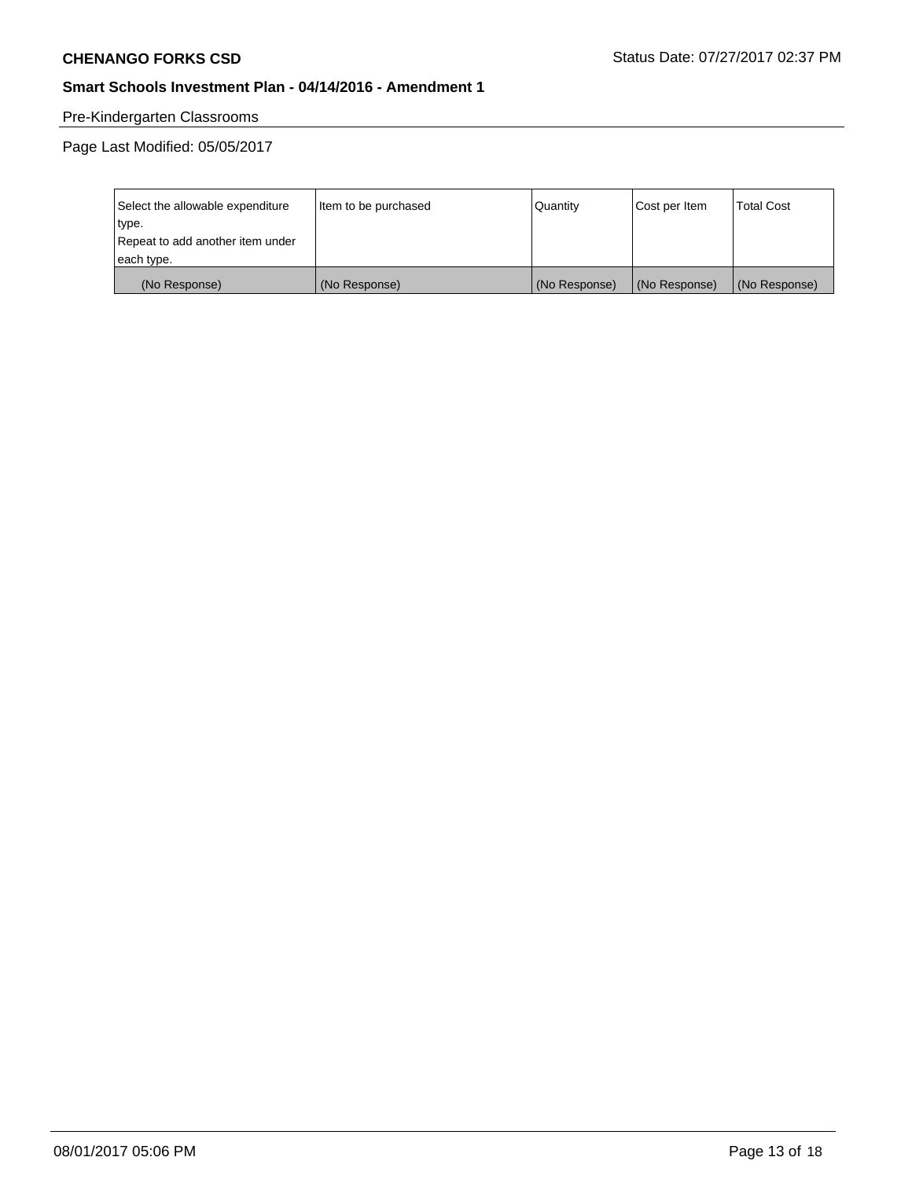Pre-Kindergarten Classrooms

Page Last Modified: 05/05/2017

| Select the allowable expenditure type. Repeat to add another item under each type. | Item to be purchased | Quantity | Cost per Item | Total Cost |
|---|---|---|---|---|
| (No Response) | (No Response) | (No Response) | (No Response) | (No Response) |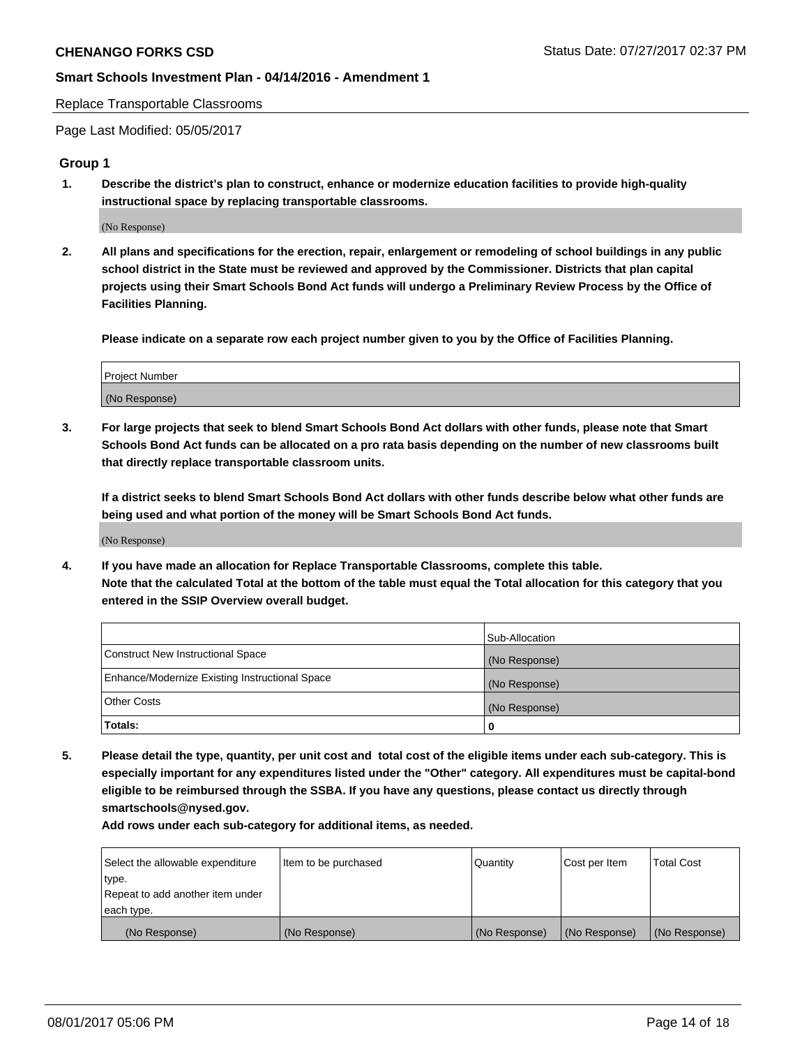Replace Transportable Classrooms

Page Last Modified: 05/05/2017

## Group 1

**1. Describe the district's plan to construct, enhance or modernize education facilities to provide high-quality instructional space by replacing transportable classrooms.**

(No Response)

**2. All plans and specifications for the erection, repair, enlargement or remodeling of school buildings in any public school district in the State must be reviewed and approved by the Commissioner. Districts that plan capital projects using their Smart Schools Bond Act funds will undergo a Preliminary Review Process by the Office of Facilities Planning.**

**Please indicate on a separate row each project number given to you by the Office of Facilities Planning.**

| Project Number |
| --- |
| (No Response) |

**3. For large projects that seek to blend Smart Schools Bond Act dollars with other funds, please note that Smart Schools Bond Act funds can be allocated on a pro rata basis depending on the number of new classrooms built that directly replace transportable classroom units.**

**If a district seeks to blend Smart Schools Bond Act dollars with other funds describe below what other funds are being used and what portion of the money will be Smart Schools Bond Act funds.**

(No Response)

**4. If you have made an allocation for Replace Transportable Classrooms, complete this table. Note that the calculated Total at the bottom of the table must equal the Total allocation for this category that you entered in the SSIP Overview overall budget.**

| | Sub-Allocation |
| --- | --- |
| Construct New Instructional Space | (No Response) |
| Enhance/Modernize Existing Instructional Space | (No Response) |
| Other Costs | (No Response) |
| **Totals:** | **0** |

**5. Please detail the type, quantity, per unit cost and total cost of the eligible items under each sub-category. This is especially important for any expenditures listed under the "Other" category. All expenditures must be capital-bond eligible to be reimbursed through the SSBA. If you have any questions, please contact us directly through smartschools@nysed.gov.**

**Add rows under each sub-category for additional items, as needed.**

| Select the allowable expenditure type. Repeat to add another item under each type. | Item to be purchased | Quantity | Cost per Item | Total Cost |
| --- | --- | --- | --- | --- |
| (No Response) | (No Response) | (No Response) | (No Response) | (No Response) |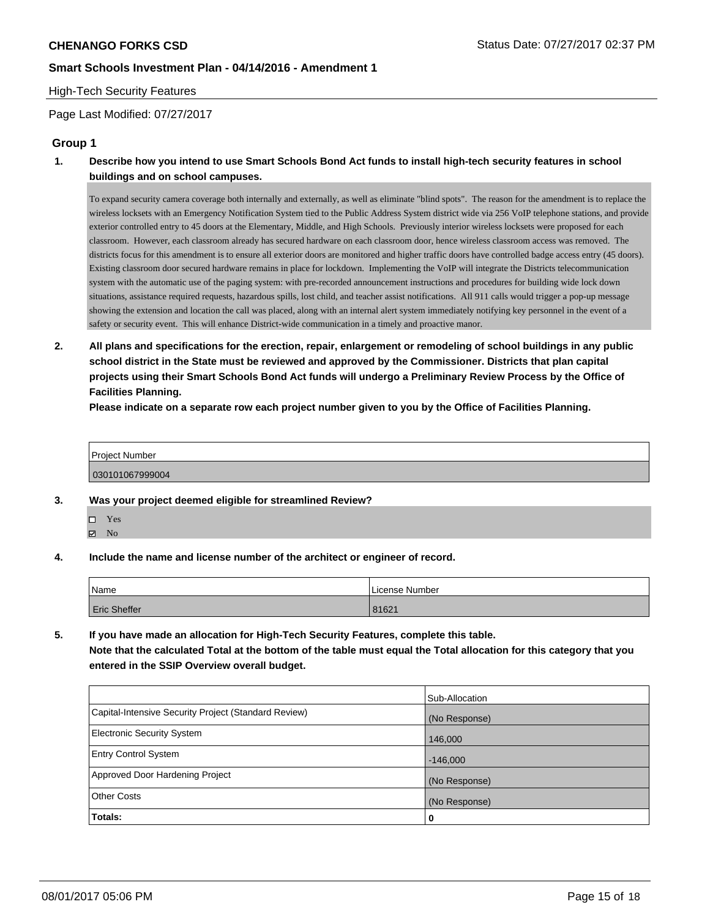**CHENANGO FORKS CSD** Status Date: 07/27/2017 02:37 PM

**Smart Schools Investment Plan - 04/14/2016 - Amendment 1**

High-Tech Security Features

Page Last Modified: 07/27/2017

## Group 1

**1. Describe how you intend to use Smart Schools Bond Act funds to install high-tech security features in school buildings and on school campuses.**

To expand security camera coverage both internally and externally, as well as eliminate "blind spots". The reason for the amendment is to replace the wireless locksets with an Emergency Notification System tied to the Public Address System district wide via 256 VoIP telephone stations, and provide exterior controlled entry to 45 doors at the Elementary, Middle, and High Schools. Previously interior wireless locksets were proposed for each classroom. However, each classroom already has secured hardware on each classroom door, hence wireless classroom access was removed. The districts focus for this amendment is to ensure all exterior doors are monitored and higher traffic doors have controlled badge access entry (45 doors). Existing classroom door secured hardware remains in place for lockdown. Implementing the VoIP will integrate the Districts telecommunication system with the automatic use of the paging system: with pre-recorded announcement instructions and procedures for building wide lock down situations, assistance required requests, hazardous spills, lost child, and teacher assist notifications. All 911 calls would trigger a pop-up message showing the extension and location the call was placed, along with an internal alert system immediately notifying key personnel in the event of a safety or security event. This will enhance District-wide communication in a timely and proactive manor.

**2. All plans and specifications for the erection, repair, enlargement or remodeling of school buildings in any public school district in the State must be reviewed and approved by the Commissioner. Districts that plan capital projects using their Smart Schools Bond Act funds will undergo a Preliminary Review Process by the Office of Facilities Planning.**

**Please indicate on a separate row each project number given to you by the Office of Facilities Planning.**

| Project Number |
|---|
| 030101067999004 |

**3. Was your project deemed eligible for streamlined Review?**

- ☐ Yes
- ☑ No

**4. Include the name and license number of the architect or engineer of record.**

| Name | License Number |
|---|---|
| Eric Sheffer | 81621 |

**5. If you have made an allocation for High-Tech Security Features, complete this table.**
**Note that the calculated Total at the bottom of the table must equal the Total allocation for this category that you entered in the SSIP Overview overall budget.**

| | Sub-Allocation |
|---|---|
| Capital-Intensive Security Project (Standard Review) | (No Response) |
| Electronic Security System | 146,000 |
| Entry Control System | -146,000 |
| Approved Door Hardening Project | (No Response) |
| Other Costs | (No Response) |
| **Totals:** | **0** |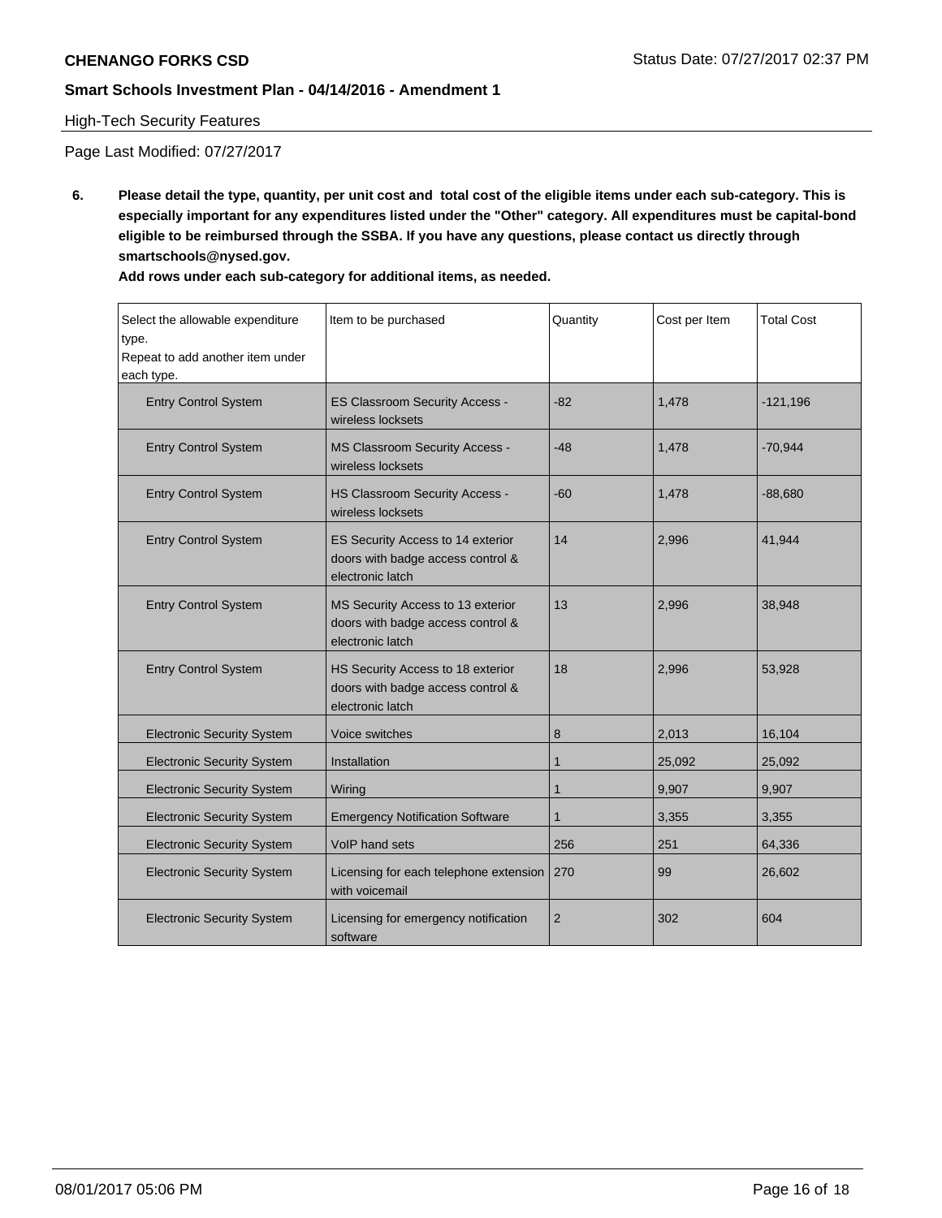High-Tech Security Features

Page Last Modified: 07/27/2017

**6. Please detail the type, quantity, per unit cost and total cost of the eligible items under each sub-category. This is especially important for any expenditures listed under the "Other" category. All expenditures must be capital-bond eligible to be reimbursed through the SSBA. If you have any questions, please contact us directly through smartschools@nysed.gov.**

**Add rows under each sub-category for additional items, as needed.**

| Select the allowable expenditure type. Repeat to add another item under each type. | Item to be purchased | Quantity | Cost per Item | Total Cost |
|---|---|---|---|---|
| Entry Control System | ES Classroom Security Access - wireless locksets | -82 | 1,478 | -121,196 |
| Entry Control System | MS Classroom Security Access - wireless locksets | -48 | 1,478 | -70,944 |
| Entry Control System | HS Classroom Security Access - wireless locksets | -60 | 1,478 | -88,680 |
| Entry Control System | ES Security Access to 14 exterior doors with badge access control & electronic latch | 14 | 2,996 | 41,944 |
| Entry Control System | MS Security Access to 13 exterior doors with badge access control & electronic latch | 13 | 2,996 | 38,948 |
| Entry Control System | HS Security Access to 18 exterior doors with badge access control & electronic latch | 18 | 2,996 | 53,928 |
| Electronic Security System | Voice switches | 8 | 2,013 | 16,104 |
| Electronic Security System | Installation | 1 | 25,092 | 25,092 |
| Electronic Security System | Wiring | 1 | 9,907 | 9,907 |
| Electronic Security System | Emergency Notification Software | 1 | 3,355 | 3,355 |
| Electronic Security System | VoIP hand sets | 256 | 251 | 64,336 |
| Electronic Security System | Licensing for each telephone extension with voicemail | 270 | 99 | 26,602 |
| Electronic Security System | Licensing for emergency notification software | 2 | 302 | 604 |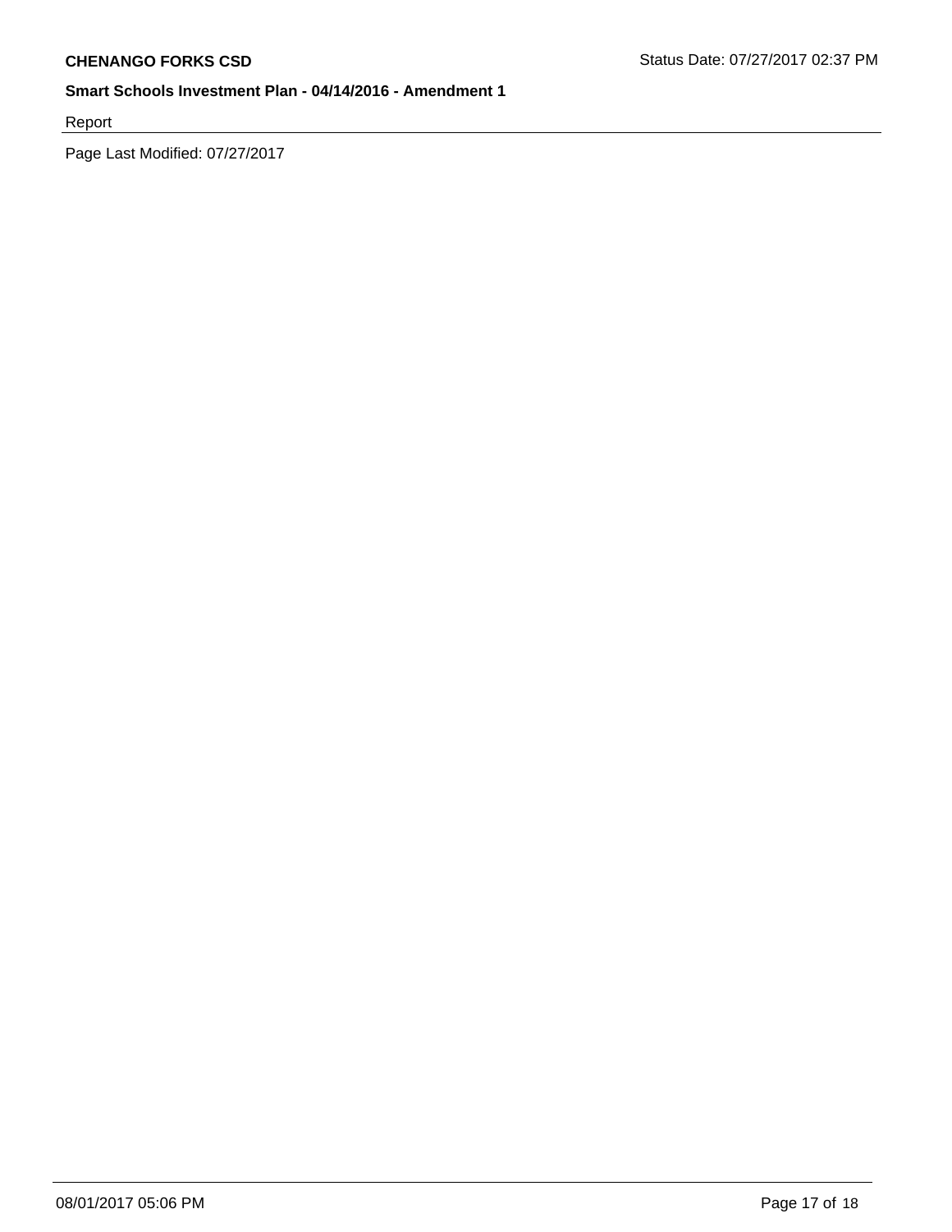Report

Page Last Modified: 07/27/2017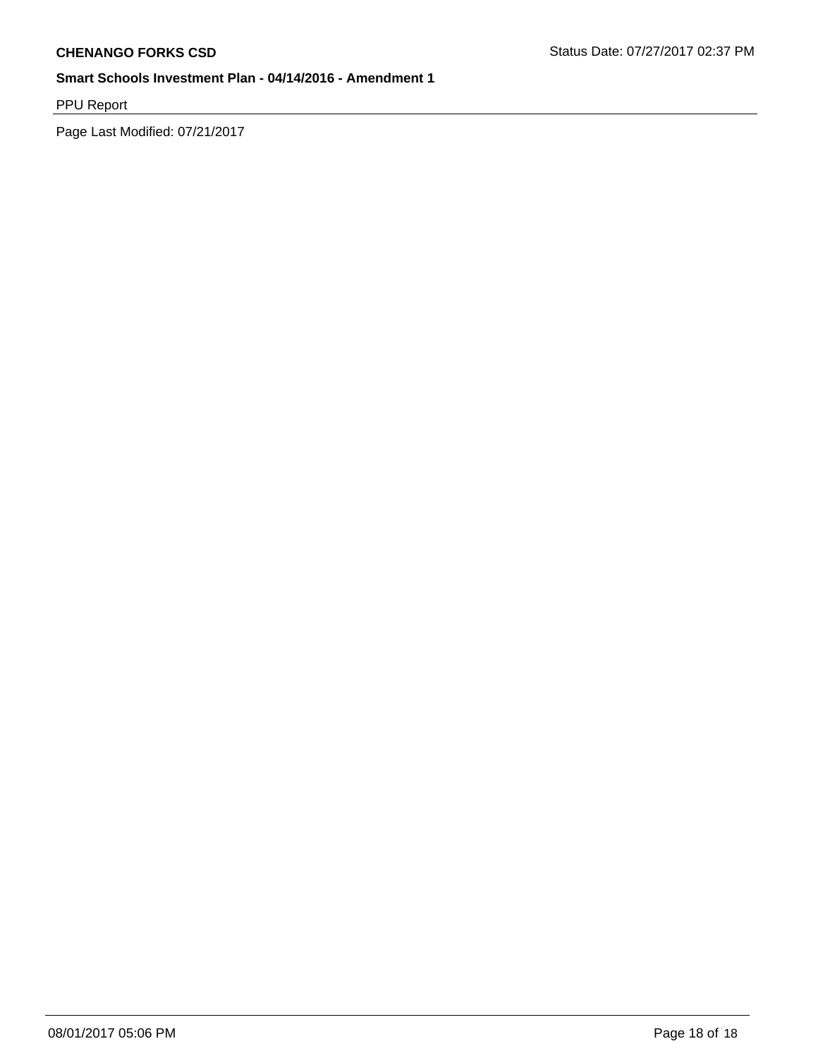PPU Report

Page Last Modified: 07/21/2017